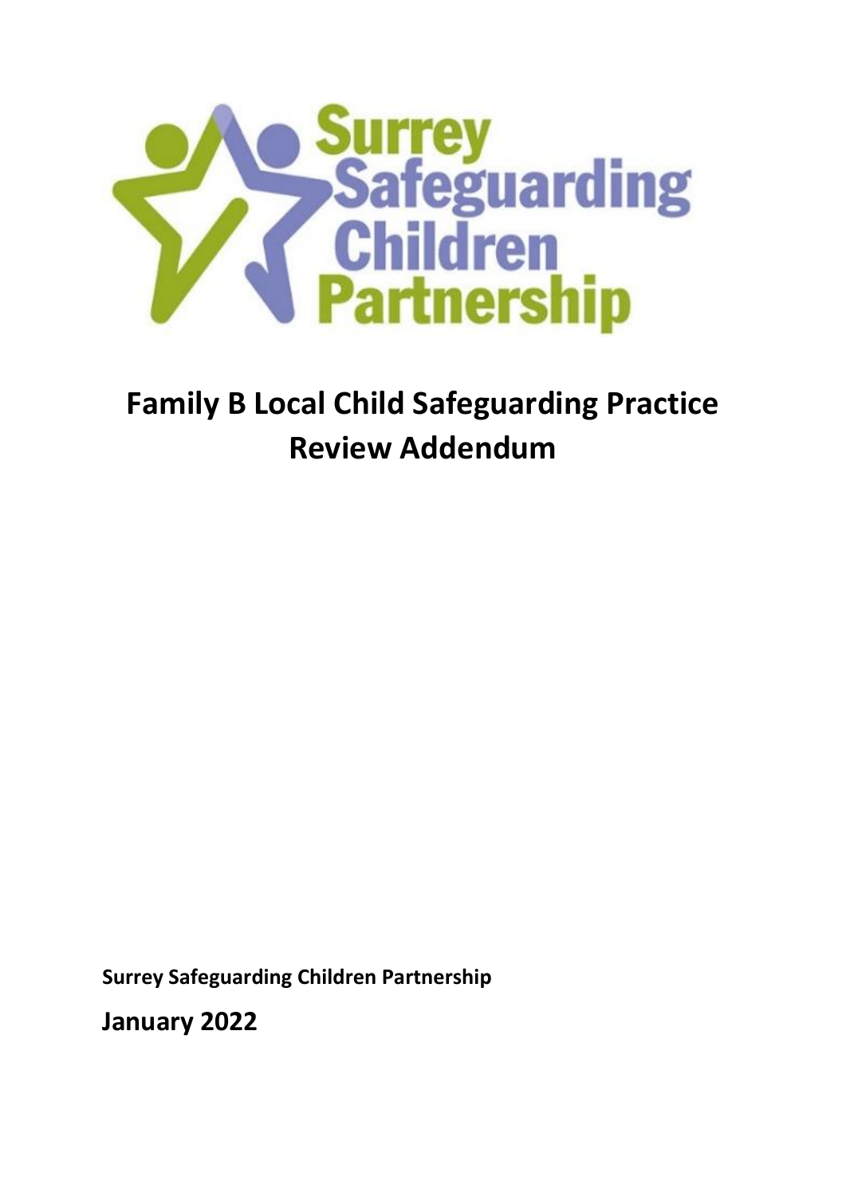# Family B Local Child Safeguarding Practice Review Addendum

**Surrey Safeguarding Children Partnership**

**January 2022**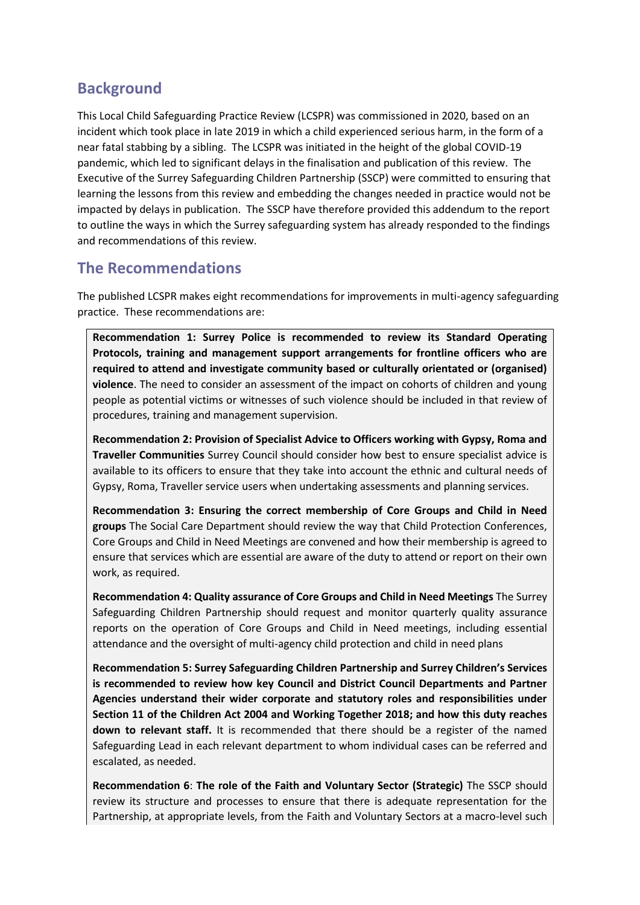## Background

This Local Child Safeguarding Practice Review (LCSPR) was commissioned in 2020, based on an incident which took place in late 2019 in which a child experienced serious harm, in the form of a near fatal stabbing by a sibling. The LCSPR was initiated in the height of the global COVID-19 pandemic, which led to significant delays in the finalisation and publication of this review. The Executive of the Surrey Safeguarding Children Partnership (SSCP) were committed to ensuring that learning the lessons from this review and embedding the changes needed in practice would not be impacted by delays in publication. The SSCP have therefore provided this addendum to the report to outline the ways in which the Surrey safeguarding system has already responded to the findings and recommendations of this review.

## The Recommendations

The published LCSPR makes eight recommendations for improvements in multi-agency safeguarding practice. These recommendations are:

**Recommendation 1: Surrey Police is recommended to review its Standard Operating Protocols, training and management support arrangements for frontline officers who are required to attend and investigate community based or culturally orientated or (organised) violence**. The need to consider an assessment of the impact on cohorts of children and young people as potential victims or witnesses of such violence should be included in that review of procedures, training and management supervision.

**Recommendation 2: Provision of Specialist Advice to Officers working with Gypsy, Roma and Traveller Communities** Surrey Council should consider how best to ensure specialist advice is available to its officers to ensure that they take into account the ethnic and cultural needs of Gypsy, Roma, Traveller service users when undertaking assessments and planning services.

**Recommendation 3: Ensuring the correct membership of Core Groups and Child in Need groups** The Social Care Department should review the way that Child Protection Conferences, Core Groups and Child in Need Meetings are convened and how their membership is agreed to ensure that services which are essential are aware of the duty to attend or report on their own work, as required.

**Recommendation 4: Quality assurance of Core Groups and Child in Need Meetings** The Surrey Safeguarding Children Partnership should request and monitor quarterly quality assurance reports on the operation of Core Groups and Child in Need meetings, including essential attendance and the oversight of multi-agency child protection and child in need plans

**Recommendation 5: Surrey Safeguarding Children Partnership and Surrey Children's Services is recommended to review how key Council and District Council Departments and Partner Agencies understand their wider corporate and statutory roles and responsibilities under Section 11 of the Children Act 2004 and Working Together 2018; and how this duty reaches down to relevant staff.** It is recommended that there should be a register of the named Safeguarding Lead in each relevant department to whom individual cases can be referred and escalated, as needed.

**Recommendation 6**: **The role of the Faith and Voluntary Sector (Strategic)** The SSCP should review its structure and processes to ensure that there is adequate representation for the Partnership, at appropriate levels, from the Faith and Voluntary Sectors at a macro-level such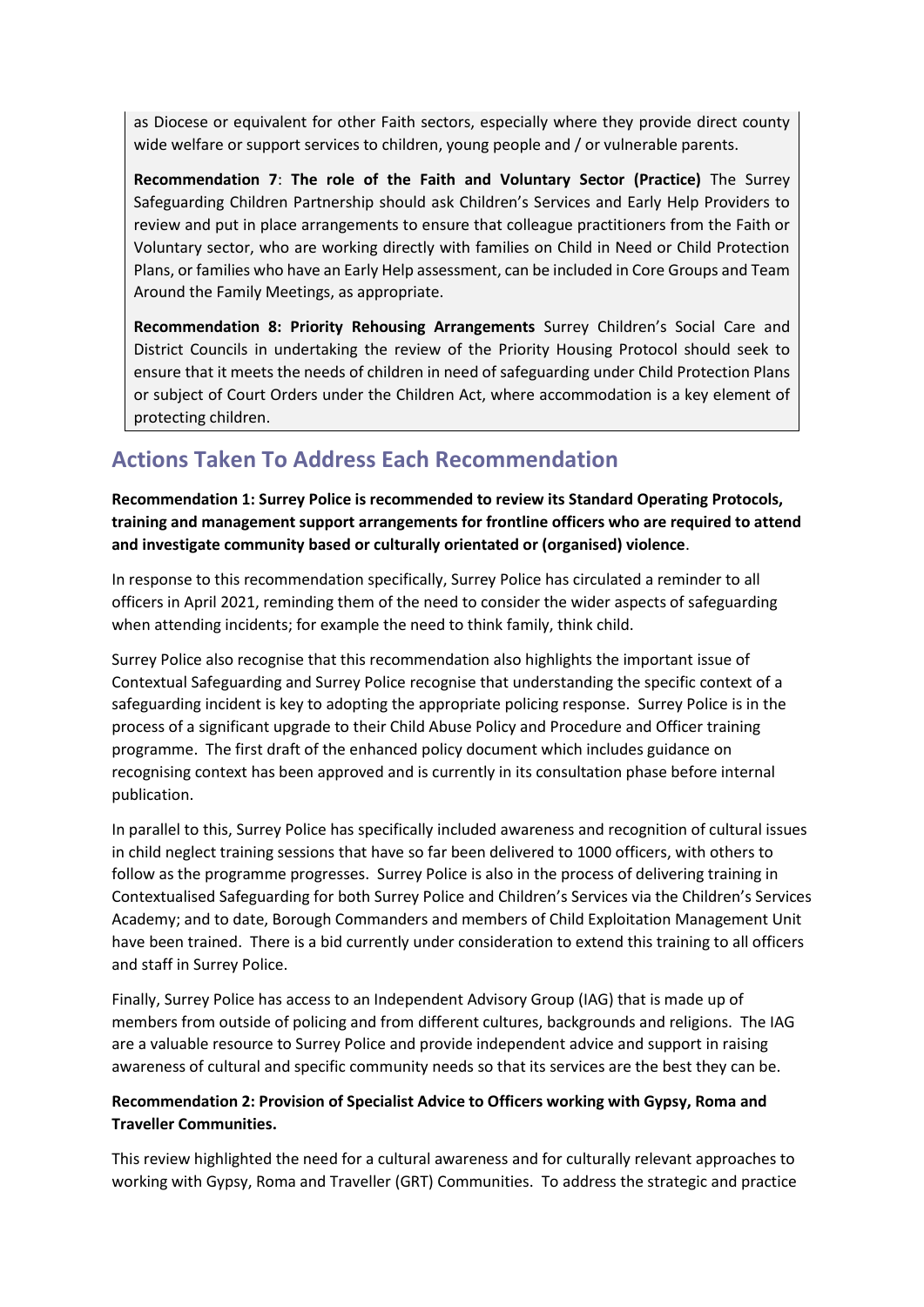as Diocese or equivalent for other Faith sectors, especially where they provide direct county wide welfare or support services to children, young people and / or vulnerable parents.

**Recommendation 7**: **The role of the Faith and Voluntary Sector (Practice)** The Surrey Safeguarding Children Partnership should ask Children's Services and Early Help Providers to review and put in place arrangements to ensure that colleague practitioners from the Faith or Voluntary sector, who are working directly with families on Child in Need or Child Protection Plans, or families who have an Early Help assessment, can be included in Core Groups and Team Around the Family Meetings, as appropriate.

**Recommendation 8: Priority Rehousing Arrangements** Surrey Children's Social Care and District Councils in undertaking the review of the Priority Housing Protocol should seek to ensure that it meets the needs of children in need of safeguarding under Child Protection Plans or subject of Court Orders under the Children Act, where accommodation is a key element of protecting children.

## Actions Taken To Address Each Recommendation

**Recommendation 1: Surrey Police is recommended to review its Standard Operating Protocols, training and management support arrangements for frontline officers who are required to attend and investigate community based or culturally orientated or (organised) violence**.

In response to this recommendation specifically, Surrey Police has circulated a reminder to all officers in April 2021, reminding them of the need to consider the wider aspects of safeguarding when attending incidents; for example the need to think family, think child.

Surrey Police also recognise that this recommendation also highlights the important issue of Contextual Safeguarding and Surrey Police recognise that understanding the specific context of a safeguarding incident is key to adopting the appropriate policing response. Surrey Police is in the process of a significant upgrade to their Child Abuse Policy and Procedure and Officer training programme. The first draft of the enhanced policy document which includes guidance on recognising context has been approved and is currently in its consultation phase before internal publication.

In parallel to this, Surrey Police has specifically included awareness and recognition of cultural issues in child neglect training sessions that have so far been delivered to 1000 officers, with others to follow as the programme progresses. Surrey Police is also in the process of delivering training in Contextualised Safeguarding for both Surrey Police and Children's Services via the Children's Services Academy; and to date, Borough Commanders and members of Child Exploitation Management Unit have been trained. There is a bid currently under consideration to extend this training to all officers and staff in Surrey Police.

Finally, Surrey Police has access to an Independent Advisory Group (IAG) that is made up of members from outside of policing and from different cultures, backgrounds and religions. The IAG are a valuable resource to Surrey Police and provide independent advice and support in raising awareness of cultural and specific community needs so that its services are the best they can be.

**Recommendation 2: Provision of Specialist Advice to Officers working with Gypsy, Roma and Traveller Communities.**

This review highlighted the need for a cultural awareness and for culturally relevant approaches to working with Gypsy, Roma and Traveller (GRT) Communities. To address the strategic and practice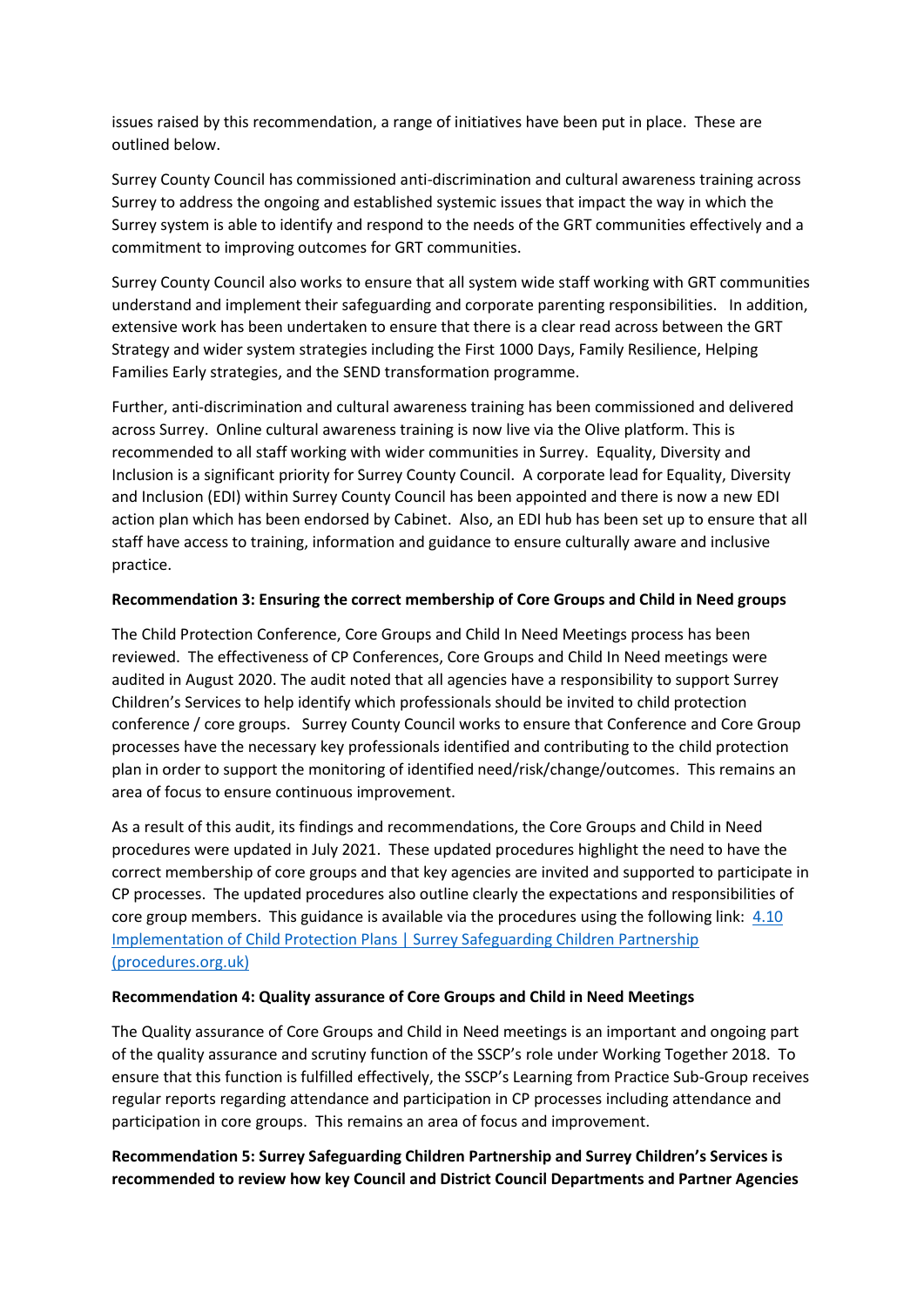issues raised by this recommendation, a range of initiatives have been put in place. These are outlined below.

Surrey County Council has commissioned anti-discrimination and cultural awareness training across Surrey to address the ongoing and established systemic issues that impact the way in which the Surrey system is able to identify and respond to the needs of the GRT communities effectively and a commitment to improving outcomes for GRT communities.

Surrey County Council also works to ensure that all system wide staff working with GRT communities understand and implement their safeguarding and corporate parenting responsibilities. In addition, extensive work has been undertaken to ensure that there is a clear read across between the GRT Strategy and wider system strategies including the First 1000 Days, Family Resilience, Helping Families Early strategies, and the SEND transformation programme.

Further, anti-discrimination and cultural awareness training has been commissioned and delivered across Surrey. Online cultural awareness training is now live via the Olive platform. This is recommended to all staff working with wider communities in Surrey. Equality, Diversity and Inclusion is a significant priority for Surrey County Council. A corporate lead for Equality, Diversity and Inclusion (EDI) within Surrey County Council has been appointed and there is now a new EDI action plan which has been endorsed by Cabinet. Also, an EDI hub has been set up to ensure that all staff have access to training, information and guidance to ensure culturally aware and inclusive practice.

**Recommendation 3: Ensuring the correct membership of Core Groups and Child in Need groups**

The Child Protection Conference, Core Groups and Child In Need Meetings process has been reviewed. The effectiveness of CP Conferences, Core Groups and Child In Need meetings were audited in August 2020. The audit noted that all agencies have a responsibility to support Surrey Children's Services to help identify which professionals should be invited to child protection conference / core groups. Surrey County Council works to ensure that Conference and Core Group processes have the necessary key professionals identified and contributing to the child protection plan in order to support the monitoring of identified need/risk/change/outcomes. This remains an area of focus to ensure continuous improvement.

As a result of this audit, its findings and recommendations, the Core Groups and Child in Need procedures were updated in July 2021. These updated procedures highlight the need to have the correct membership of core groups and that key agencies are invited and supported to participate in CP processes. The updated procedures also outline clearly the expectations and responsibilities of core group members. This guidance is available via the procedures using the following link: 4.10 Implementation of Child Protection Plans | Surrey Safeguarding Children Partnership (procedures.org.uk)

**Recommendation 4: Quality assurance of Core Groups and Child in Need Meetings**

The Quality assurance of Core Groups and Child in Need meetings is an important and ongoing part of the quality assurance and scrutiny function of the SSCP's role under Working Together 2018. To ensure that this function is fulfilled effectively, the SSCP's Learning from Practice Sub-Group receives regular reports regarding attendance and participation in CP processes including attendance and participation in core groups. This remains an area of focus and improvement.

**Recommendation 5: Surrey Safeguarding Children Partnership and Surrey Children's Services is recommended to review how key Council and District Council Departments and Partner Agencies**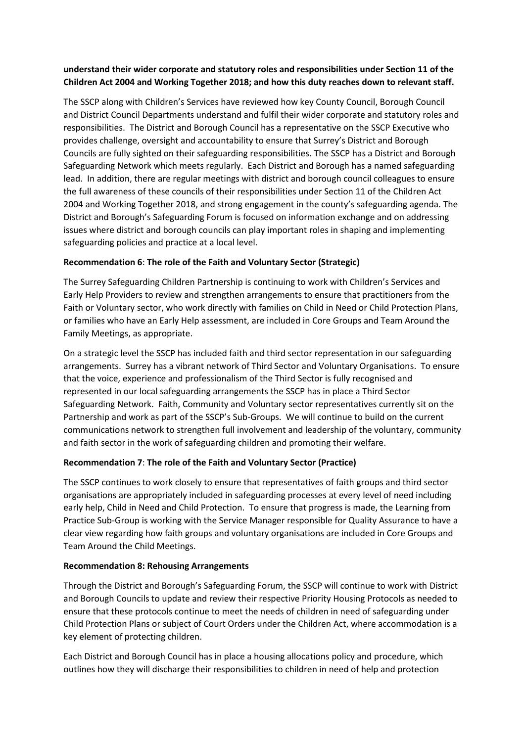**understand their wider corporate and statutory roles and responsibilities under Section 11 of the Children Act 2004 and Working Together 2018; and how this duty reaches down to relevant staff.**

The SSCP along with Children's Services have reviewed how key County Council, Borough Council and District Council Departments understand and fulfil their wider corporate and statutory roles and responsibilities. The District and Borough Council has a representative on the SSCP Executive who provides challenge, oversight and accountability to ensure that Surrey's District and Borough Councils are fully sighted on their safeguarding responsibilities. The SSCP has a District and Borough Safeguarding Network which meets regularly. Each District and Borough has a named safeguarding lead. In addition, there are regular meetings with district and borough council colleagues to ensure the full awareness of these councils of their responsibilities under Section 11 of the Children Act 2004 and Working Together 2018, and strong engagement in the county's safeguarding agenda. The District and Borough's Safeguarding Forum is focused on information exchange and on addressing issues where district and borough councils can play important roles in shaping and implementing safeguarding policies and practice at a local level.

**Recommendation 6**: **The role of the Faith and Voluntary Sector (Strategic)**

The Surrey Safeguarding Children Partnership is continuing to work with Children's Services and Early Help Providers to review and strengthen arrangements to ensure that practitioners from the Faith or Voluntary sector, who work directly with families on Child in Need or Child Protection Plans, or families who have an Early Help assessment, are included in Core Groups and Team Around the Family Meetings, as appropriate.

On a strategic level the SSCP has included faith and third sector representation in our safeguarding arrangements. Surrey has a vibrant network of Third Sector and Voluntary Organisations. To ensure that the voice, experience and professionalism of the Third Sector is fully recognised and represented in our local safeguarding arrangements the SSCP has in place a Third Sector Safeguarding Network. Faith, Community and Voluntary sector representatives currently sit on the Partnership and work as part of the SSCP's Sub-Groups. We will continue to build on the current communications network to strengthen full involvement and leadership of the voluntary, community and faith sector in the work of safeguarding children and promoting their welfare.

**Recommendation 7**: **The role of the Faith and Voluntary Sector (Practice)**

The SSCP continues to work closely to ensure that representatives of faith groups and third sector organisations are appropriately included in safeguarding processes at every level of need including early help, Child in Need and Child Protection. To ensure that progress is made, the Learning from Practice Sub-Group is working with the Service Manager responsible for Quality Assurance to have a clear view regarding how faith groups and voluntary organisations are included in Core Groups and Team Around the Child Meetings.

**Recommendation 8: Rehousing Arrangements**

Through the District and Borough's Safeguarding Forum, the SSCP will continue to work with District and Borough Councils to update and review their respective Priority Housing Protocols as needed to ensure that these protocols continue to meet the needs of children in need of safeguarding under Child Protection Plans or subject of Court Orders under the Children Act, where accommodation is a key element of protecting children.

Each District and Borough Council has in place a housing allocations policy and procedure, which outlines how they will discharge their responsibilities to children in need of help and protection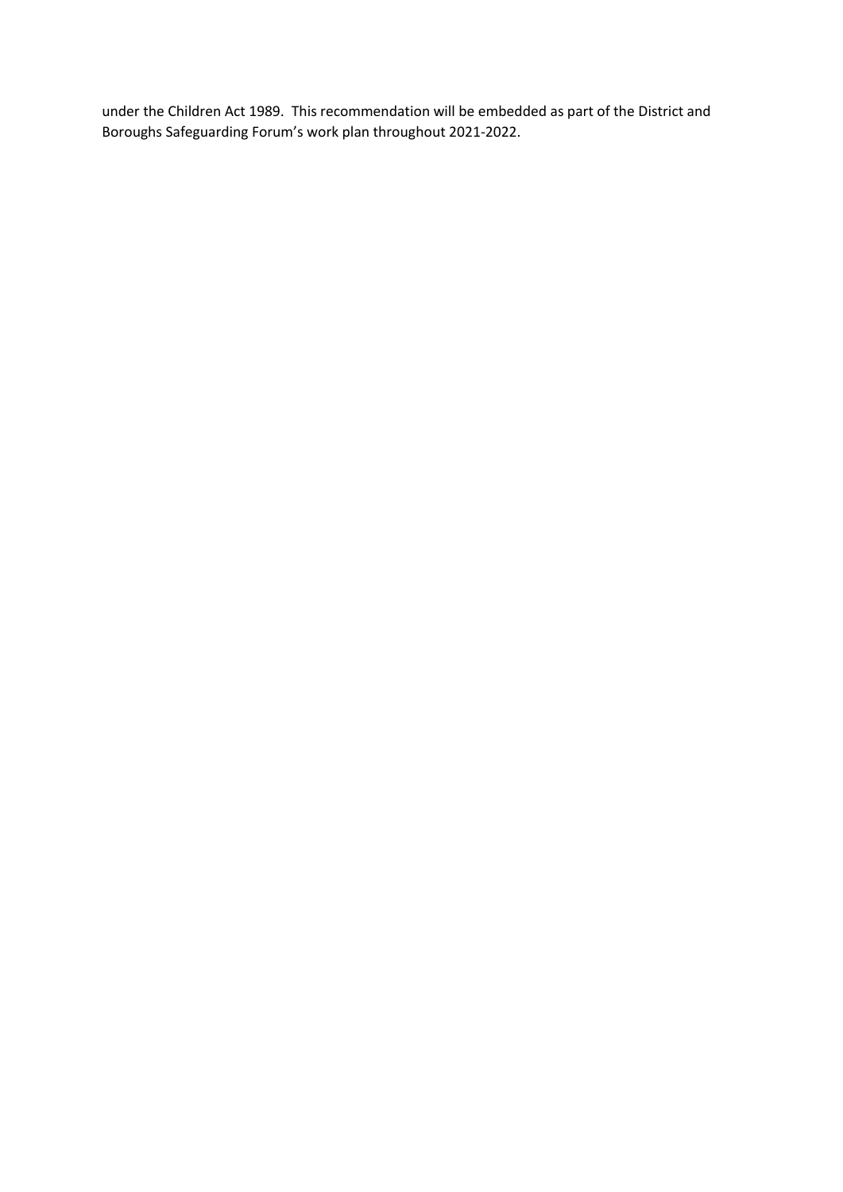under the Children Act 1989. This recommendation will be embedded as part of the District and Boroughs Safeguarding Forum's work plan throughout 2021-2022.